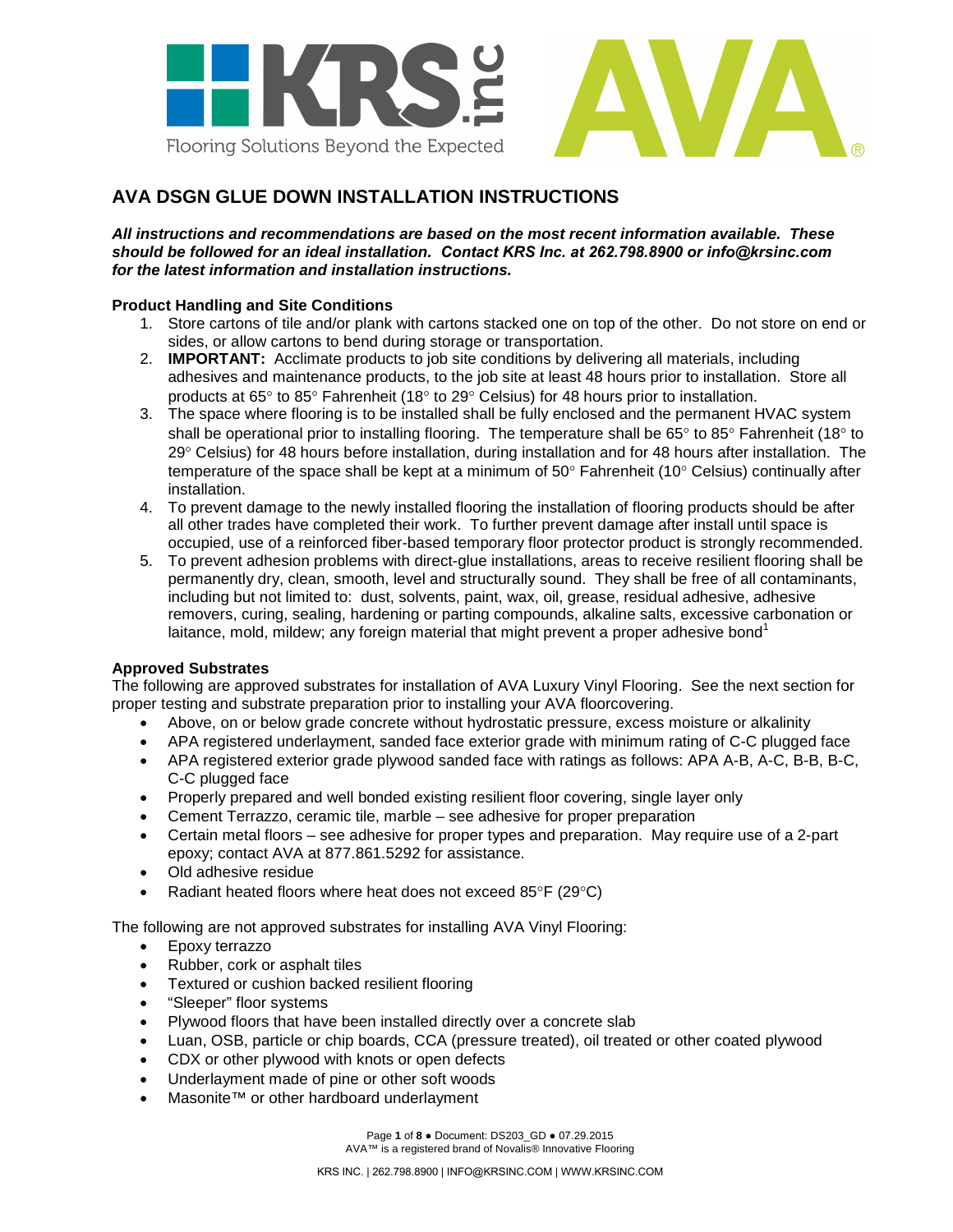# AVA DSGN GLUE DOWN INSTALLATION INSTRUCTIONS

***All instructions and recommendations are based on the most recent information available. These should be followed for an ideal installation. Contact KRS Inc. at 262.798.8900 or info@krsinc.com for the latest information and installation instructions.***

### Product Handling and Site Conditions

1. Store cartons of tile and/or plank with cartons stacked one on top of the other. Do not store on end or sides, or allow cartons to bend during storage or transportation.
2. **IMPORTANT:** Acclimate products to job site conditions by delivering all materials, including adhesives and maintenance products, to the job site at least 48 hours prior to installation. Store all products at 65° to 85° Fahrenheit (18° to 29° Celsius) for 48 hours prior to installation.
3. The space where flooring is to be installed shall be fully enclosed and the permanent HVAC system shall be operational prior to installing flooring. The temperature shall be 65° to 85° Fahrenheit (18° to 29° Celsius) for 48 hours before installation, during installation and for 48 hours after installation. The temperature of the space shall be kept at a minimum of 50° Fahrenheit (10° Celsius) continually after installation.
4. To prevent damage to the newly installed flooring the installation of flooring products should be after all other trades have completed their work. To further prevent damage after install until space is occupied, use of a reinforced fiber-based temporary floor protector product is strongly recommended.
5. To prevent adhesion problems with direct-glue installations, areas to receive resilient flooring shall be permanently dry, clean, smooth, level and structurally sound. They shall be free of all contaminants, including but not limited to: dust, solvents, paint, wax, oil, grease, residual adhesive, adhesive removers, curing, sealing, hardening or parting compounds, alkaline salts, excessive carbonation or laitance, mold, mildew; any foreign material that might prevent a proper adhesive bond[1]

### Approved Substrates

The following are approved substrates for installation of AVA Luxury Vinyl Flooring. See the next section for proper testing and substrate preparation prior to installing your AVA floorcovering.

- Above, on or below grade concrete without hydrostatic pressure, excess moisture or alkalinity
- APA registered underlayment, sanded face exterior grade with minimum rating of C-C plugged face
- APA registered exterior grade plywood sanded face with ratings as follows: APA A-B, A-C, B-B, B-C, C-C plugged face
- Properly prepared and well bonded existing resilient floor covering, single layer only
- Cement Terrazzo, ceramic tile, marble – see adhesive for proper preparation
- Certain metal floors – see adhesive for proper types and preparation. May require use of a 2-part epoxy; contact AVA at 877.861.5292 for assistance.
- Old adhesive residue
- Radiant heated floors where heat does not exceed 85°F (29°C)

The following are not approved substrates for installing AVA Vinyl Flooring:

- Epoxy terrazzo
- Rubber, cork or asphalt tiles
- Textured or cushion backed resilient flooring
- "Sleeper" floor systems
- Plywood floors that have been installed directly over a concrete slab
- Luan, OSB, particle or chip boards, CCA (pressure treated), oil treated or other coated plywood
- CDX or other plywood with knots or open defects
- Underlayment made of pine or other soft woods
- Masonite™ or other hardboard underlayment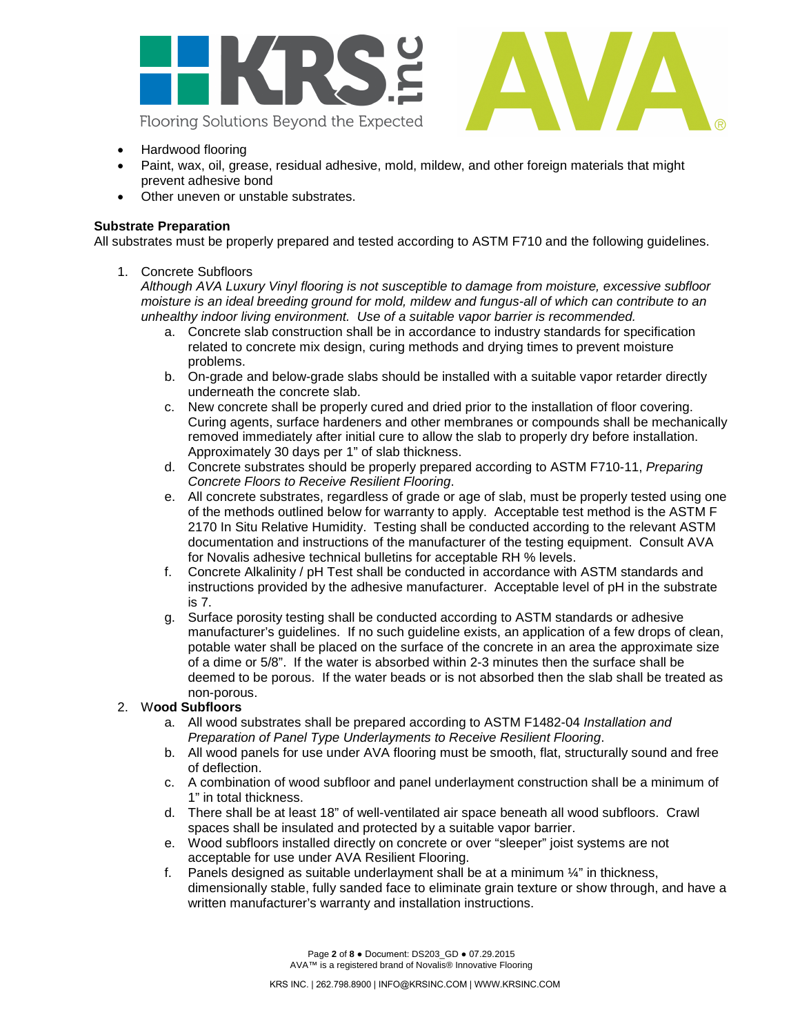- Hardwood flooring
- Paint, wax, oil, grease, residual adhesive, mold, mildew, and other foreign materials that might prevent adhesive bond
- Other uneven or unstable substrates.

**Substrate Preparation**

All substrates must be properly prepared and tested according to ASTM F710 and the following guidelines.

1. Concrete Subfloors

   *Although AVA Luxury Vinyl flooring is not susceptible to damage from moisture, excessive subfloor moisture is an ideal breeding ground for mold, mildew and fungus-all of which can contribute to an unhealthy indoor living environment. Use of a suitable vapor barrier is recommended.*

   a. Concrete slab construction shall be in accordance to industry standards for specification related to concrete mix design, curing methods and drying times to prevent moisture problems.
   b. On-grade and below-grade slabs should be installed with a suitable vapor retarder directly underneath the concrete slab.
   c. New concrete shall be properly cured and dried prior to the installation of floor covering. Curing agents, surface hardeners and other membranes or compounds shall be mechanically removed immediately after initial cure to allow the slab to properly dry before installation. Approximately 30 days per 1" of slab thickness.
   d. Concrete substrates should be properly prepared according to ASTM F710-11, *Preparing Concrete Floors to Receive Resilient Flooring*.
   e. All concrete substrates, regardless of grade or age of slab, must be properly tested using one of the methods outlined below for warranty to apply. Acceptable test method is the ASTM F 2170 In Situ Relative Humidity. Testing shall be conducted according to the relevant ASTM documentation and instructions of the manufacturer of the testing equipment. Consult AVA for Novalis adhesive technical bulletins for acceptable RH % levels.
   f. Concrete Alkalinity / pH Test shall be conducted in accordance with ASTM standards and instructions provided by the adhesive manufacturer. Acceptable level of pH in the substrate is 7.
   g. Surface porosity testing shall be conducted according to ASTM standards or adhesive manufacturer's guidelines. If no such guideline exists, an application of a few drops of clean, potable water shall be placed on the surface of the concrete in an area the approximate size of a dime or 5/8". If the water is absorbed within 2-3 minutes then the surface shall be deemed to be porous. If the water beads or is not absorbed then the slab shall be treated as non-porous.

2. W**ood Subfloors**

   a. All wood substrates shall be prepared according to ASTM F1482-04 *Installation and Preparation of Panel Type Underlayments to Receive Resilient Flooring*.
   b. All wood panels for use under AVA flooring must be smooth, flat, structurally sound and free of deflection.
   c. A combination of wood subfloor and panel underlayment construction shall be a minimum of 1" in total thickness.
   d. There shall be at least 18" of well-ventilated air space beneath all wood subfloors. Crawl spaces shall be insulated and protected by a suitable vapor barrier.
   e. Wood subfloors installed directly on concrete or over "sleeper" joist systems are not acceptable for use under AVA Resilient Flooring.
   f. Panels designed as suitable underlayment shall be at a minimum ¼" in thickness, dimensionally stable, fully sanded face to eliminate grain texture or show through, and have a written manufacturer's warranty and installation instructions.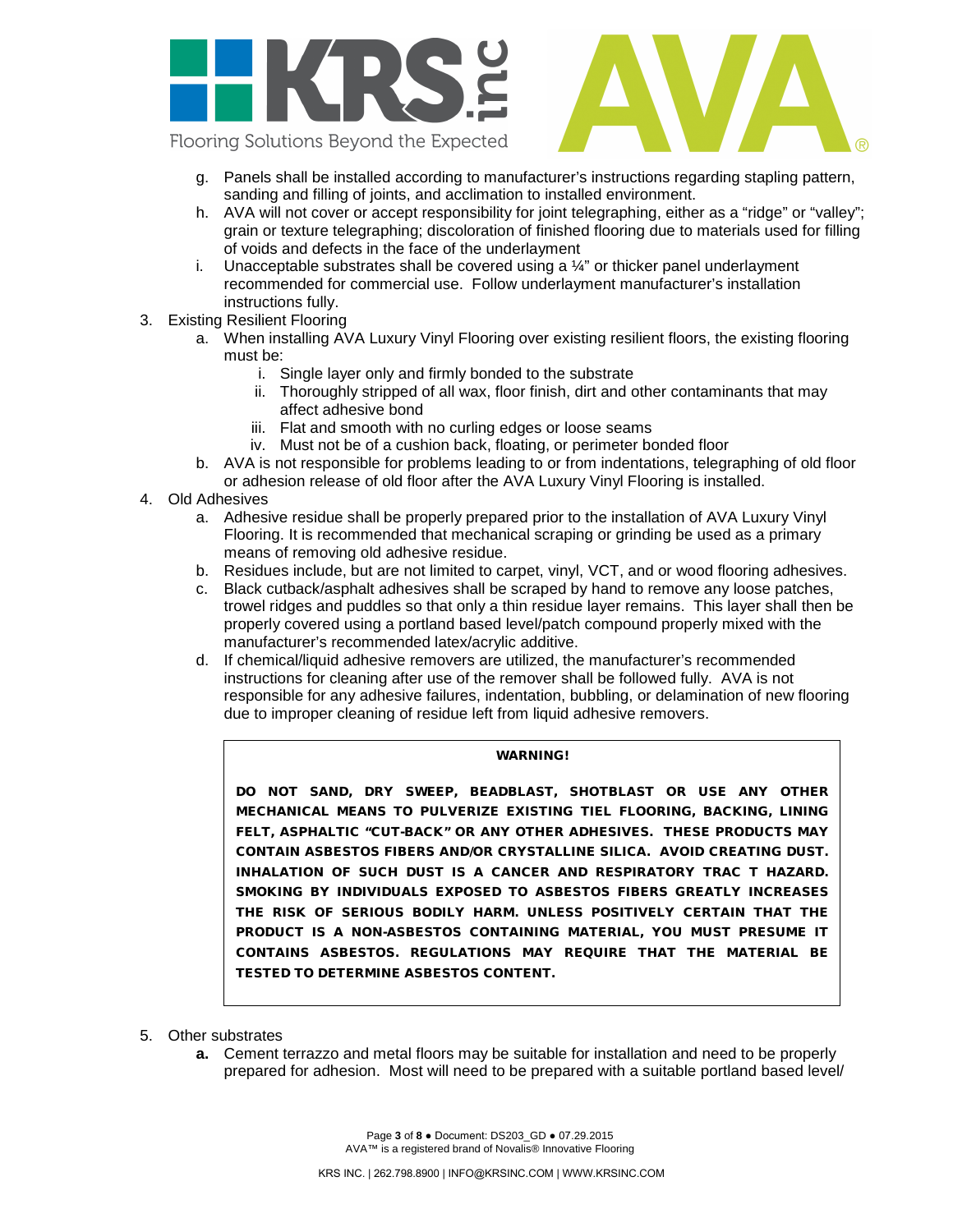g. Panels shall be installed according to manufacturer's instructions regarding stapling pattern, sanding and filling of joints, and acclimation to installed environment.

h. AVA will not cover or accept responsibility for joint telegraphing, either as a "ridge" or "valley"; grain or texture telegraphing; discoloration of finished flooring due to materials used for filling of voids and defects in the face of the underlayment

i. Unacceptable substrates shall be covered using a ¼" or thicker panel underlayment recommended for commercial use. Follow underlayment manufacturer's installation instructions fully.

3. Existing Resilient Flooring
   a. When installing AVA Luxury Vinyl Flooring over existing resilient floors, the existing flooring must be:
      i. Single layer only and firmly bonded to the substrate
      ii. Thoroughly stripped of all wax, floor finish, dirt and other contaminants that may affect adhesive bond
      iii. Flat and smooth with no curling edges or loose seams
      iv. Must not be of a cushion back, floating, or perimeter bonded floor
   b. AVA is not responsible for problems leading to or from indentations, telegraphing of old floor or adhesion release of old floor after the AVA Luxury Vinyl Flooring is installed.

4. Old Adhesives
   a. Adhesive residue shall be properly prepared prior to the installation of AVA Luxury Vinyl Flooring. It is recommended that mechanical scraping or grinding be used as a primary means of removing old adhesive residue.
   b. Residues include, but are not limited to carpet, vinyl, VCT, and or wood flooring adhesives.
   c. Black cutback/asphalt adhesives shall be scraped by hand to remove any loose patches, trowel ridges and puddles so that only a thin residue layer remains. This layer shall then be properly covered using a portland based level/patch compound properly mixed with the manufacturer's recommended latex/acrylic additive.
   d. If chemical/liquid adhesive removers are utilized, the manufacturer's recommended instructions for cleaning after use of the remover shall be followed fully. AVA is not responsible for any adhesive failures, indentation, bubbling, or delamination of new flooring due to improper cleaning of residue left from liquid adhesive removers.

> **WARNING!**
>
> **DO NOT SAND, DRY SWEEP, BEADBLAST, SHOTBLAST OR USE ANY OTHER MECHANICAL MEANS TO PULVERIZE EXISTING TIEL FLOORING, BACKING, LINING FELT, ASPHALTIC "CUT-BACK" OR ANY OTHER ADHESIVES. THESE PRODUCTS MAY CONTAIN ASBESTOS FIBERS AND/OR CRYSTALLINE SILICA. AVOID CREATING DUST. INHALATION OF SUCH DUST IS A CANCER AND RESPIRATORY TRAC T HAZARD. SMOKING BY INDIVIDUALS EXPOSED TO ASBESTOS FIBERS GREATLY INCREASES THE RISK OF SERIOUS BODILY HARM. UNLESS POSITIVELY CERTAIN THAT THE PRODUCT IS A NON-ASBESTOS CONTAINING MATERIAL, YOU MUST PRESUME IT CONTAINS ASBESTOS. REGULATIONS MAY REQUIRE THAT THE MATERIAL BE TESTED TO DETERMINE ASBESTOS CONTENT.**

5. Other substrates
   **a.** Cement terrazzo and metal floors may be suitable for installation and need to be properly prepared for adhesion. Most will need to be prepared with a suitable portland based level/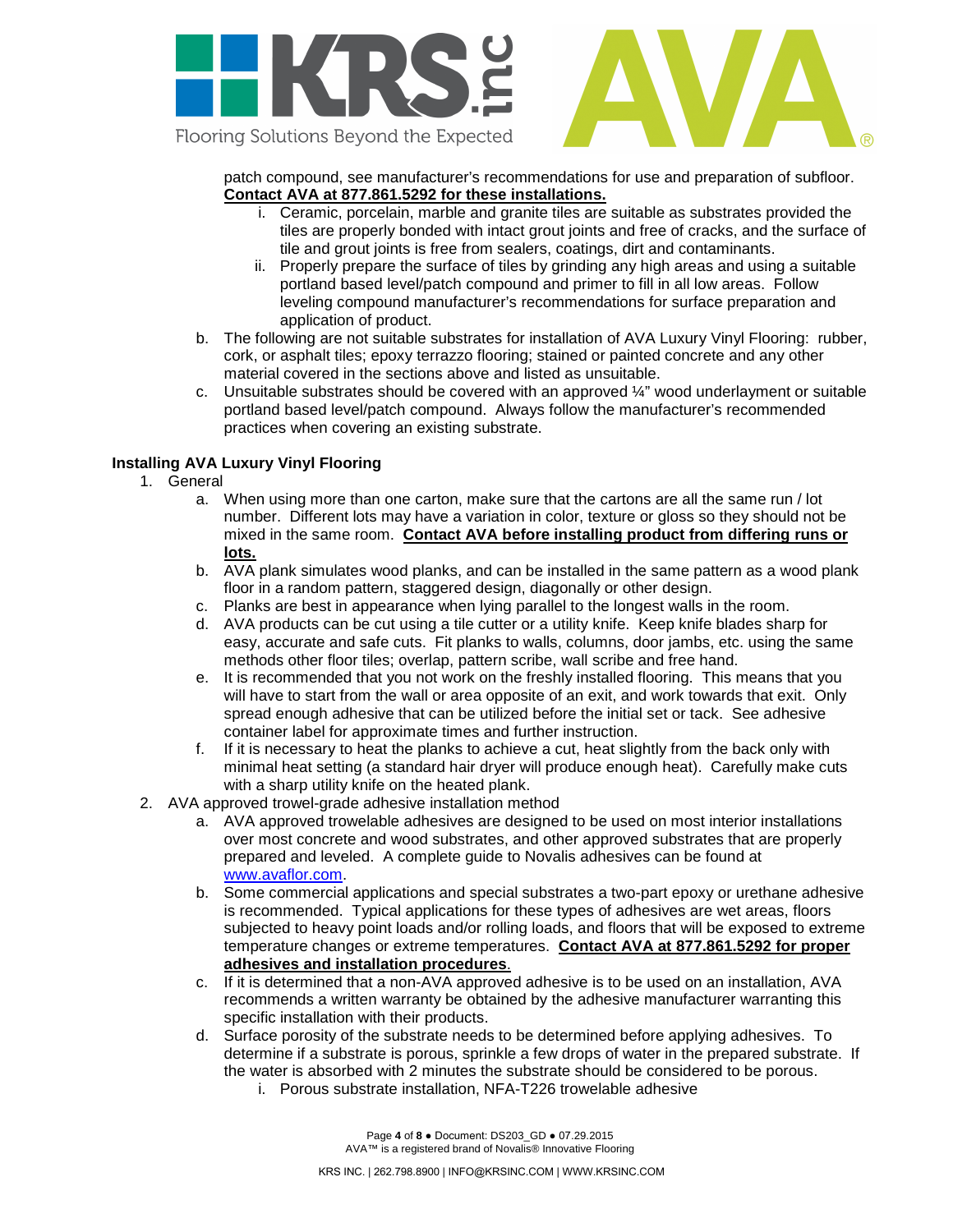patch compound, see manufacturer's recommendations for use and preparation of subfloor. **Contact AVA at 877.861.5292 for these installations.**

   i. Ceramic, porcelain, marble and granite tiles are suitable as substrates provided the tiles are properly bonded with intact grout joints and free of cracks, and the surface of tile and grout joints is free from sealers, coatings, dirt and contaminants.
   ii. Properly prepare the surface of tiles by grinding any high areas and using a suitable portland based level/patch compound and primer to fill in all low areas. Follow leveling compound manufacturer's recommendations for surface preparation and application of product.

b. The following are not suitable substrates for installation of AVA Luxury Vinyl Flooring: rubber, cork, or asphalt tiles; epoxy terrazzo flooring; stained or painted concrete and any other material covered in the sections above and listed as unsuitable.

c. Unsuitable substrates should be covered with an approved ¼" wood underlayment or suitable portland based level/patch compound. Always follow the manufacturer's recommended practices when covering an existing substrate.

**Installing AVA Luxury Vinyl Flooring**

1. General
   a. When using more than one carton, make sure that the cartons are all the same run / lot number. Different lots may have a variation in color, texture or gloss so they should not be mixed in the same room. **Contact AVA before installing product from differing runs or lots.**
   b. AVA plank simulates wood planks, and can be installed in the same pattern as a wood plank floor in a random pattern, staggered design, diagonally or other design.
   c. Planks are best in appearance when lying parallel to the longest walls in the room.
   d. AVA products can be cut using a tile cutter or a utility knife. Keep knife blades sharp for easy, accurate and safe cuts. Fit planks to walls, columns, door jambs, etc. using the same methods other floor tiles; overlap, pattern scribe, wall scribe and free hand.
   e. It is recommended that you not work on the freshly installed flooring. This means that you will have to start from the wall or area opposite of an exit, and work towards that exit. Only spread enough adhesive that can be utilized before the initial set or tack. See adhesive container label for approximate times and further instruction.
   f. If it is necessary to heat the planks to achieve a cut, heat slightly from the back only with minimal heat setting (a standard hair dryer will produce enough heat). Carefully make cuts with a sharp utility knife on the heated plank.
2. AVA approved trowel-grade adhesive installation method
   a. AVA approved trowelable adhesives are designed to be used on most interior installations over most concrete and wood substrates, and other approved substrates that are properly prepared and leveled. A complete guide to Novalis adhesives can be found at www.avaflor.com.
   b. Some commercial applications and special substrates a two-part epoxy or urethane adhesive is recommended. Typical applications for these types of adhesives are wet areas, floors subjected to heavy point loads and/or rolling loads, and floors that will be exposed to extreme temperature changes or extreme temperatures. **Contact AVA at 877.861.5292 for proper adhesives and installation procedures**.
   c. If it is determined that a non-AVA approved adhesive is to be used on an installation, AVA recommends a written warranty be obtained by the adhesive manufacturer warranting this specific installation with their products.
   d. Surface porosity of the substrate needs to be determined before applying adhesives. To determine if a substrate is porous, sprinkle a few drops of water in the prepared substrate. If the water is absorbed with 2 minutes the substrate should be considered to be porous.
      i. Porous substrate installation, NFA-T226 trowelable adhesive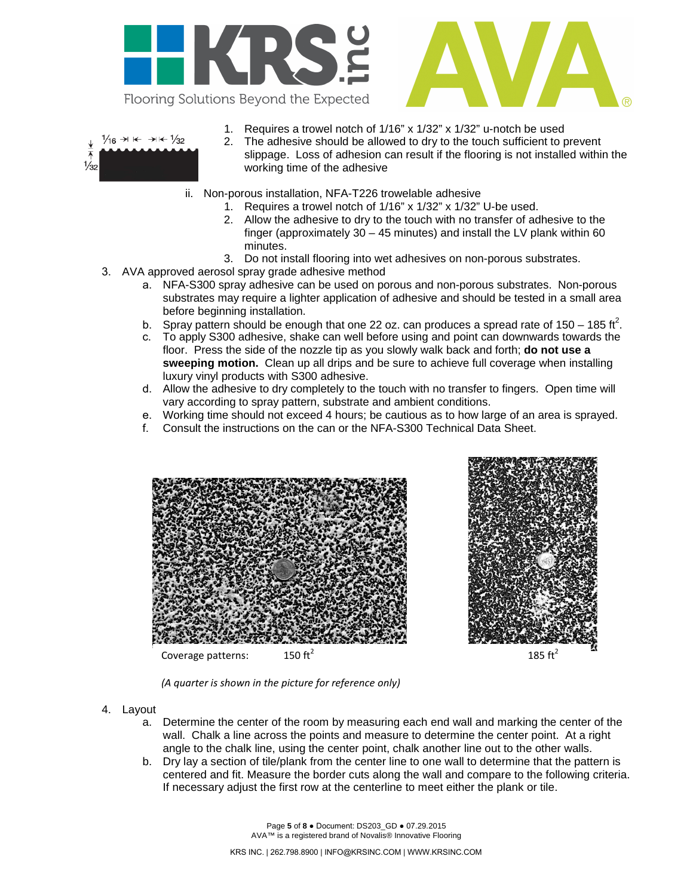1. Requires a trowel notch of 1/16" x 1/32" x 1/32" u-notch be used
2. The adhesive should be allowed to dry to the touch sufficient to prevent slippage. Loss of adhesion can result if the flooring is not installed within the working time of the adhesive

ii. Non-porous installation, NFA-T226 trowelable adhesive

1. Requires a trowel notch of 1/16" x 1/32" x 1/32" U-be used.
2. Allow the adhesive to dry to the touch with no transfer of adhesive to the finger (approximately 30 – 45 minutes) and install the LV plank within 60 minutes.
3. Do not install flooring into wet adhesives on non-porous substrates.

3. AVA approved aerosol spray grade adhesive method
   a. NFA-S300 spray adhesive can be used on porous and non-porous substrates. Non-porous substrates may require a lighter application of adhesive and should be tested in a small area before beginning installation.
   b. Spray pattern should be enough that one 22 oz. can produces a spread rate of 150 – 185 $ft^2$.
   c. To apply S300 adhesive, shake can well before using and point can downwards towards the floor. Press the side of the nozzle tip as you slowly walk back and forth; **do not use a sweeping motion.** Clean up all drips and be sure to achieve full coverage when installing luxury vinyl products with S300 adhesive.
   d. Allow the adhesive to dry completely to the touch with no transfer to fingers. Open time will vary according to spray pattern, substrate and ambient conditions.
   e. Working time should not exceed 4 hours; be cautious as to how large of an area is sprayed.
   f. Consult the instructions on the can or the NFA-S300 Technical Data Sheet.

Coverage patterns: 150 $ft^2$ 185 $ft^2$

*(A quarter is shown in the picture for reference only)*

4. Layout
   a. Determine the center of the room by measuring each end wall and marking the center of the wall. Chalk a line across the points and measure to determine the center point. At a right angle to the chalk line, using the center point, chalk another line out to the other walls.
   b. Dry lay a section of tile/plank from the center line to one wall to determine that the pattern is centered and fit. Measure the border cuts along the wall and compare to the following criteria. If necessary adjust the first row at the centerline to meet either the plank or tile.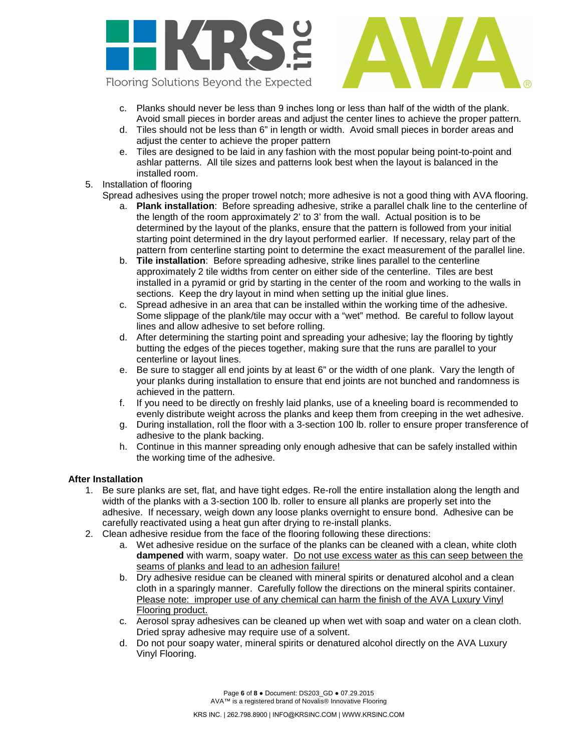c. Planks should never be less than 9 inches long or less than half of the width of the plank. Avoid small pieces in border areas and adjust the center lines to achieve the proper pattern.
d. Tiles should not be less than 6" in length or width. Avoid small pieces in border areas and adjust the center to achieve the proper pattern
e. Tiles are designed to be laid in any fashion with the most popular being point-to-point and ashlar patterns. All tile sizes and patterns look best when the layout is balanced in the installed room.

5. Installation of flooring
   Spread adhesives using the proper trowel notch; more adhesive is not a good thing with AVA flooring.
   a. **Plank installation**: Before spreading adhesive, strike a parallel chalk line to the centerline of the length of the room approximately 2' to 3' from the wall. Actual position is to be determined by the layout of the planks, ensure that the pattern is followed from your initial starting point determined in the dry layout performed earlier. If necessary, relay part of the pattern from centerline starting point to determine the exact measurement of the parallel line.
   b. **Tile installation**: Before spreading adhesive, strike lines parallel to the centerline approximately 2 tile widths from center on either side of the centerline. Tiles are best installed in a pyramid or grid by starting in the center of the room and working to the walls in sections. Keep the dry layout in mind when setting up the initial glue lines.
   c. Spread adhesive in an area that can be installed within the working time of the adhesive. Some slippage of the plank/tile may occur with a "wet" method. Be careful to follow layout lines and allow adhesive to set before rolling.
   d. After determining the starting point and spreading your adhesive; lay the flooring by tightly butting the edges of the pieces together, making sure that the runs are parallel to your centerline or layout lines.
   e. Be sure to stagger all end joints by at least 6" or the width of one plank. Vary the length of your planks during installation to ensure that end joints are not bunched and randomness is achieved in the pattern.
   f. If you need to be directly on freshly laid planks, use of a kneeling board is recommended to evenly distribute weight across the planks and keep them from creeping in the wet adhesive.
   g. During installation, roll the floor with a 3-section 100 lb. roller to ensure proper transference of adhesive to the plank backing.
   h. Continue in this manner spreading only enough adhesive that can be safely installed within the working time of the adhesive.

**After Installation**

1. Be sure planks are set, flat, and have tight edges. Re-roll the entire installation along the length and width of the planks with a 3-section 100 lb. roller to ensure all planks are properly set into the adhesive. If necessary, weigh down any loose planks overnight to ensure bond. Adhesive can be carefully reactivated using a heat gun after drying to re-install planks.
2. Clean adhesive residue from the face of the flooring following these directions:
   a. Wet adhesive residue on the surface of the planks can be cleaned with a clean, white cloth **dampened** with warm, soapy water. <u>Do not use excess water as this can seep between the seams of planks and lead to an adhesion failure!</u>
   b. Dry adhesive residue can be cleaned with mineral spirits or denatured alcohol and a clean cloth in a sparingly manner. Carefully follow the directions on the mineral spirits container. <u>Please note: improper use of any chemical can harm the finish of the AVA Luxury Vinyl Flooring product.</u>
   c. Aerosol spray adhesives can be cleaned up when wet with soap and water on a clean cloth. Dried spray adhesive may require use of a solvent.
   d. Do not pour soapy water, mineral spirits or denatured alcohol directly on the AVA Luxury Vinyl Flooring.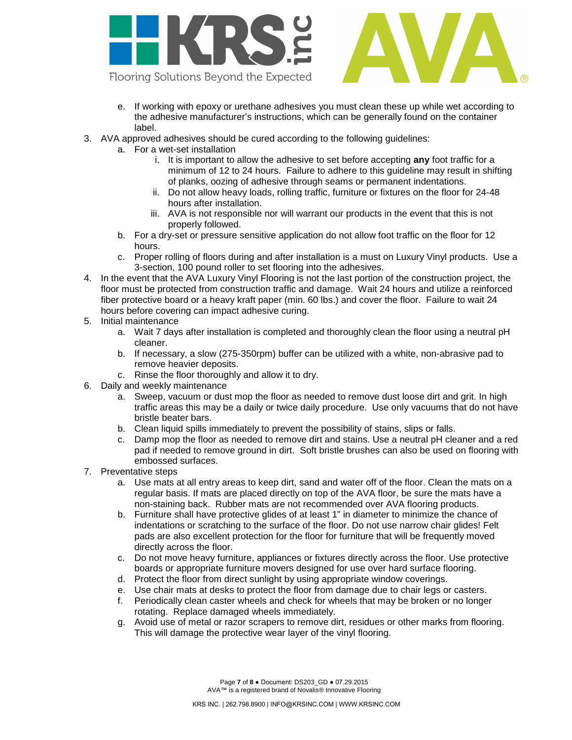e. If working with epoxy or urethane adhesives you must clean these up while wet according to the adhesive manufacturer's instructions, which can be generally found on the container label.
3. AVA approved adhesives should be cured according to the following guidelines:
  a. For a wet-set installation
    i. It is important to allow the adhesive to set before accepting **any** foot traffic for a minimum of 12 to 24 hours. Failure to adhere to this guideline may result in shifting of planks, oozing of adhesive through seams or permanent indentations.
    ii. Do not allow heavy loads, rolling traffic, furniture or fixtures on the floor for 24-48 hours after installation.
    iii. AVA is not responsible nor will warrant our products in the event that this is not properly followed.
  b. For a dry-set or pressure sensitive application do not allow foot traffic on the floor for 12 hours.
  c. Proper rolling of floors during and after installation is a must on Luxury Vinyl products. Use a 3-section, 100 pound roller to set flooring into the adhesives.
4. In the event that the AVA Luxury Vinyl Flooring is not the last portion of the construction project, the floor must be protected from construction traffic and damage. Wait 24 hours and utilize a reinforced fiber protective board or a heavy kraft paper (min. 60 lbs.) and cover the floor. Failure to wait 24 hours before covering can impact adhesive curing.
5. Initial maintenance
  a. Wait 7 days after installation is completed and thoroughly clean the floor using a neutral pH cleaner.
  b. If necessary, a slow (275-350rpm) buffer can be utilized with a white, non-abrasive pad to remove heavier deposits.
  c. Rinse the floor thoroughly and allow it to dry.
6. Daily and weekly maintenance
  a. Sweep, vacuum or dust mop the floor as needed to remove dust loose dirt and grit. In high traffic areas this may be a daily or twice daily procedure. Use only vacuums that do not have bristle beater bars.
  b. Clean liquid spills immediately to prevent the possibility of stains, slips or falls.
  c. Damp mop the floor as needed to remove dirt and stains. Use a neutral pH cleaner and a red pad if needed to remove ground in dirt. Soft bristle brushes can also be used on flooring with embossed surfaces.
7. Preventative steps
  a. Use mats at all entry areas to keep dirt, sand and water off of the floor. Clean the mats on a regular basis. If mats are placed directly on top of the AVA floor, be sure the mats have a non-staining back. Rubber mats are not recommended over AVA flooring products.
  b. Furniture shall have protective glides of at least 1" in diameter to minimize the chance of indentations or scratching to the surface of the floor. Do not use narrow chair glides! Felt pads are also excellent protection for the floor for furniture that will be frequently moved directly across the floor.
  c. Do not move heavy furniture, appliances or fixtures directly across the floor. Use protective boards or appropriate furniture movers designed for use over hard surface flooring.
  d. Protect the floor from direct sunlight by using appropriate window coverings.
  e. Use chair mats at desks to protect the floor from damage due to chair legs or casters.
  f. Periodically clean caster wheels and check for wheels that may be broken or no longer rotating. Replace damaged wheels immediately.
  g. Avoid use of metal or razor scrapers to remove dirt, residues or other marks from flooring. This will damage the protective wear layer of the vinyl flooring.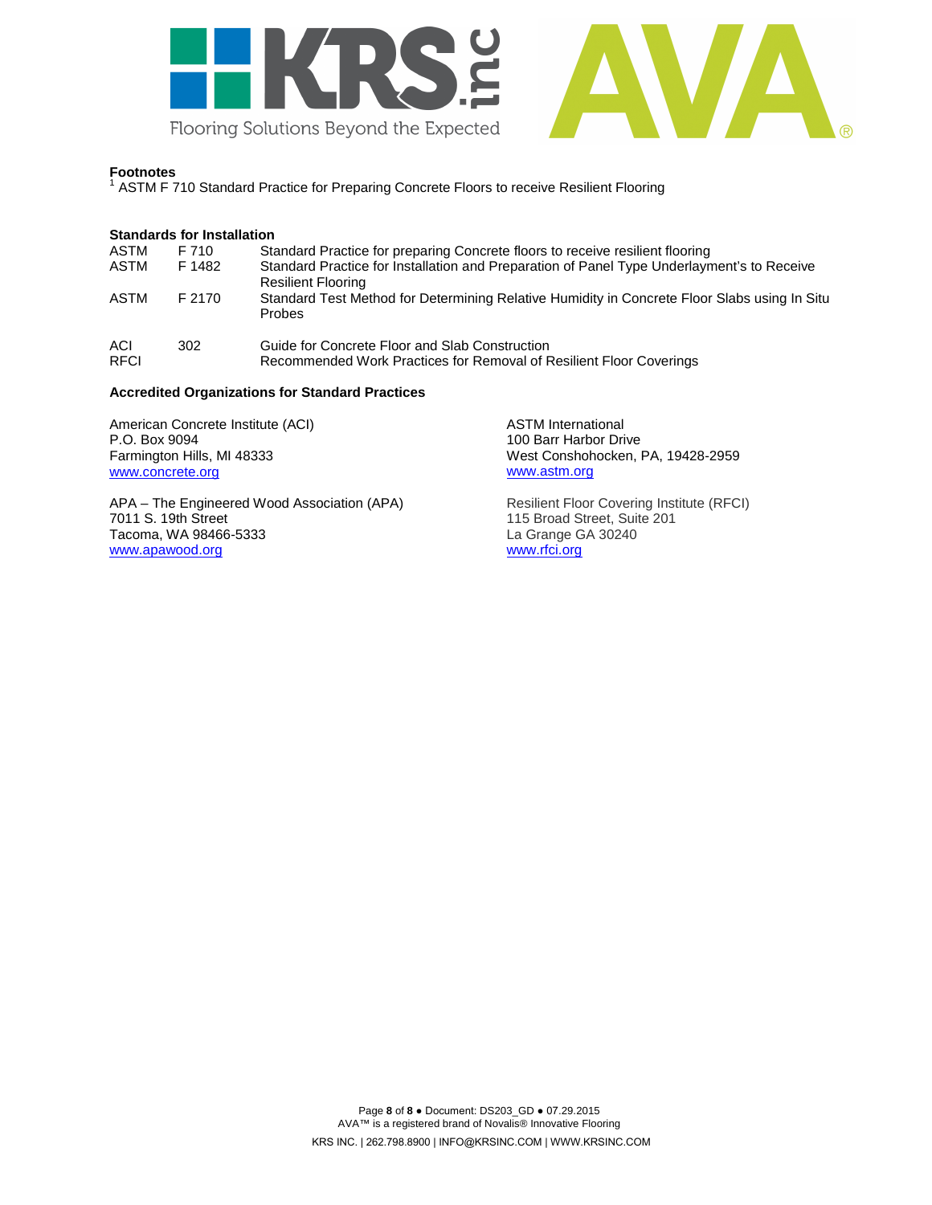**Footnotes**

[1] ASTM F 710 Standard Practice for Preparing Concrete Floors to receive Resilient Flooring

**Standards for Installation**

| | | |
|---|---|---|
| ASTM | F 710 | Standard Practice for preparing Concrete floors to receive resilient flooring |
| ASTM | F 1482 | Standard Practice for Installation and Preparation of Panel Type Underlayment's to Receive Resilient Flooring |
| ASTM | F 2170 | Standard Test Method for Determining Relative Humidity in Concrete Floor Slabs using In Situ Probes |
| ACI | 302 | Guide for Concrete Floor and Slab Construction |
| RFCI | | Recommended Work Practices for Removal of Resilient Floor Coverings |

**Accredited Organizations for Standard Practices**

American Concrete Institute (ACI)
P.O. Box 9094
Farmington Hills, MI 48333
www.concrete.org

APA – The Engineered Wood Association (APA)
7011 S. 19th Street
Tacoma, WA 98466-5333
www.apawood.org

ASTM International
100 Barr Harbor Drive
West Conshohocken, PA, 19428-2959
www.astm.org

Resilient Floor Covering Institute (RFCI)
115 Broad Street, Suite 201
La Grange GA 30240
www.rfci.org